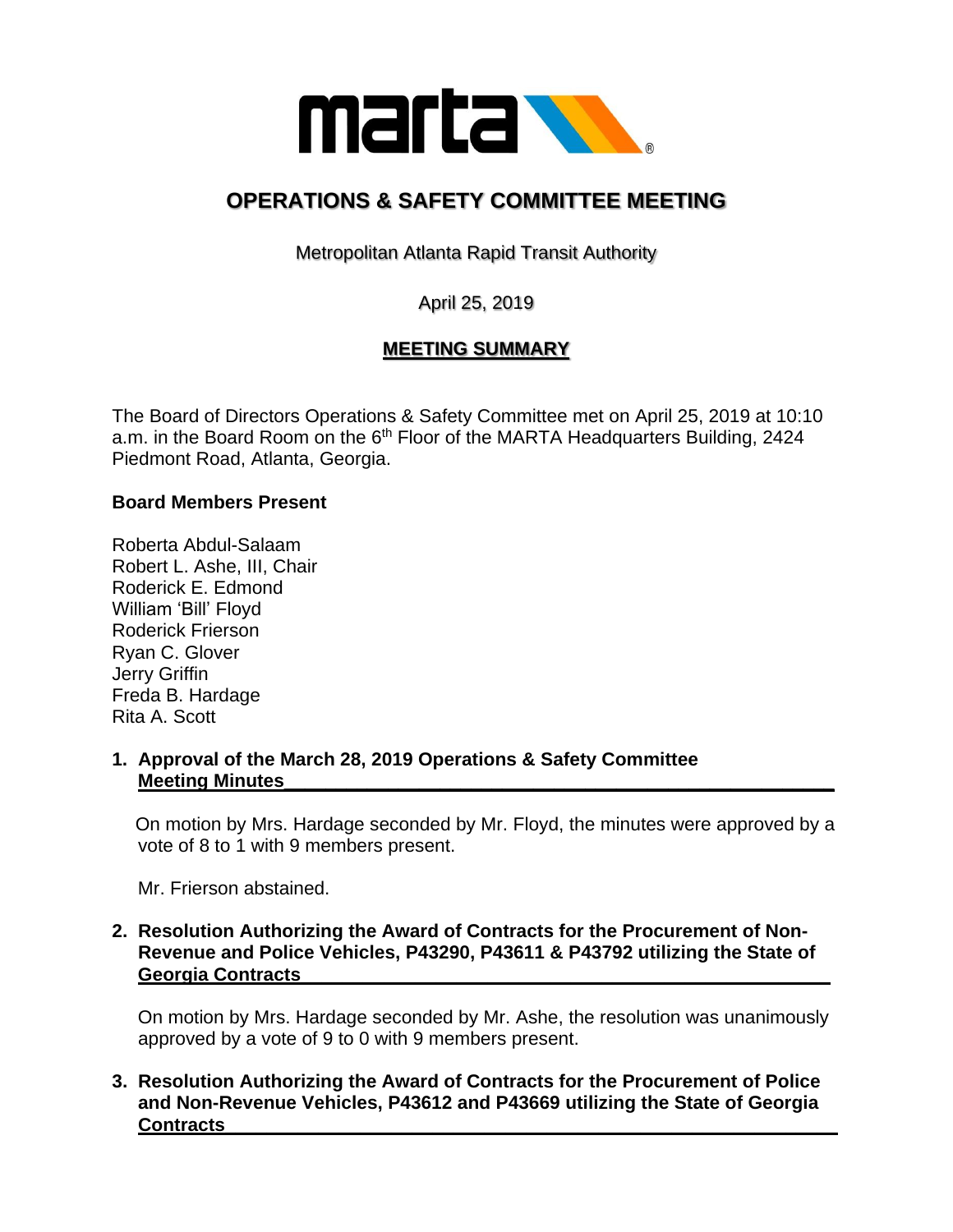# OPERATIONS & SAFETY COMMITTEE MEETING

Metropolitan Atlanta Rapid Transit Authority

April 25, 2019

## MEETING SUMMARY

The Board of Directors Operations & Safety Committee met on April 25, 2019 at 10:10 a.m. in the Board Room on the 6th Floor of the MARTA Headquarters Building, 2424 Piedmont Road, Atlanta, Georgia.

**Board Members Present**

Roberta Abdul-Salaam
Robert L. Ashe, III, Chair
Roderick E. Edmond
William 'Bill' Floyd
Roderick Frierson
Ryan C. Glover
Jerry Griffin
Freda B. Hardage
Rita A. Scott

**1. Approval of the March 28, 2019 Operations & Safety Committee Meeting Minutes**

On motion by Mrs. Hardage seconded by Mr. Floyd, the minutes were approved by a vote of 8 to 1 with 9 members present.

Mr. Frierson abstained.

**2. Resolution Authorizing the Award of Contracts for the Procurement of Non-Revenue and Police Vehicles, P43290, P43611 & P43792 utilizing the State of Georgia Contracts**

On motion by Mrs. Hardage seconded by Mr. Ashe, the resolution was unanimously approved by a vote of 9 to 0 with 9 members present.

**3. Resolution Authorizing the Award of Contracts for the Procurement of Police and Non-Revenue Vehicles, P43612 and P43669 utilizing the State of Georgia Contracts**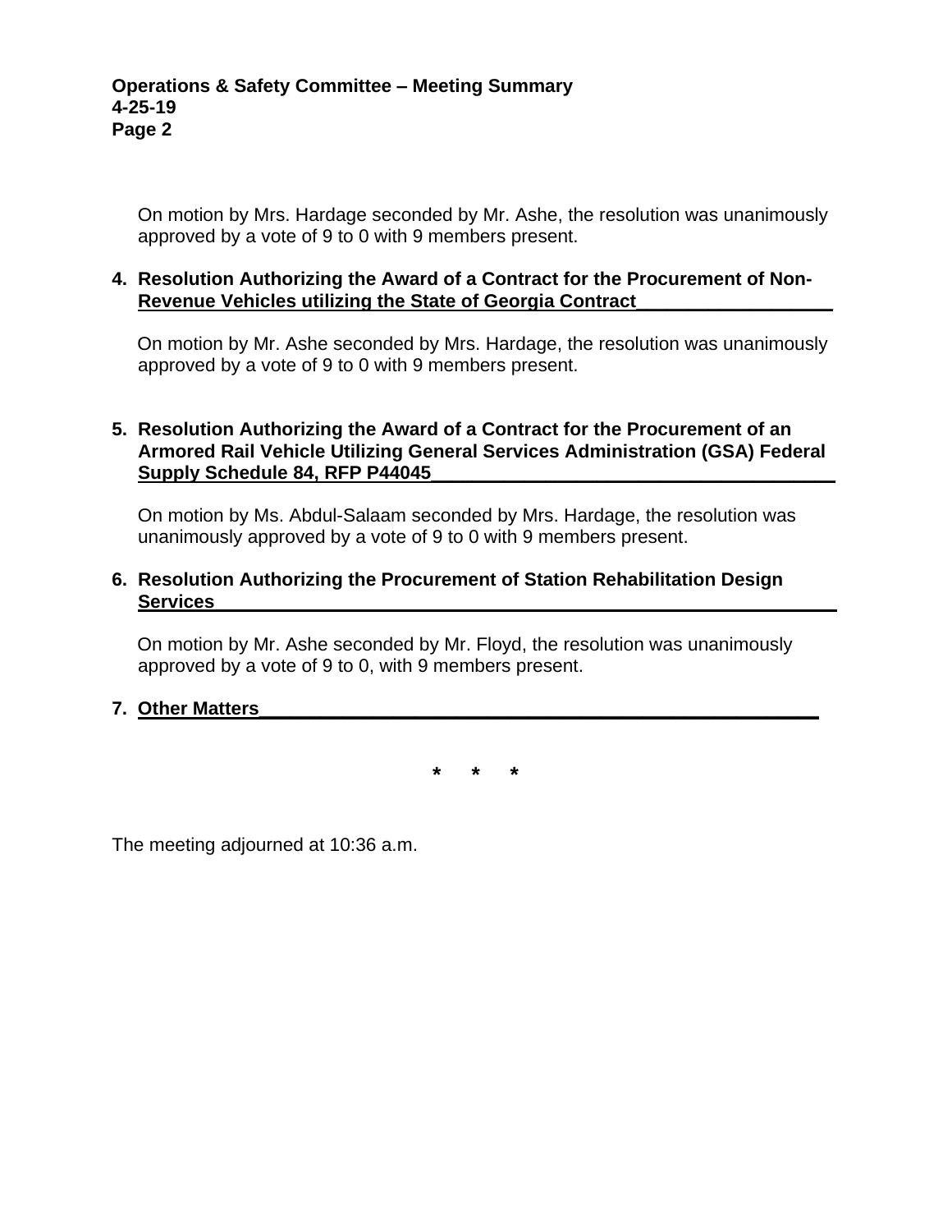On motion by Mrs. Hardage seconded by Mr. Ashe, the resolution was unanimously approved by a vote of 9 to 0 with 9 members present.

**4. Resolution Authorizing the Award of a Contract for the Procurement of Non-Revenue Vehicles utilizing the State of Georgia Contract**

On motion by Mr. Ashe seconded by Mrs. Hardage, the resolution was unanimously approved by a vote of 9 to 0 with 9 members present.

**5. Resolution Authorizing the Award of a Contract for the Procurement of an Armored Rail Vehicle Utilizing General Services Administration (GSA) Federal Supply Schedule 84, RFP P44045**

On motion by Ms. Abdul-Salaam seconded by Mrs. Hardage, the resolution was unanimously approved by a vote of 9 to 0 with 9 members present.

**6. Resolution Authorizing the Procurement of Station Rehabilitation Design Services**

On motion by Mr. Ashe seconded by Mr. Floyd, the resolution was unanimously approved by a vote of 9 to 0, with 9 members present.

**7. Other Matters**

\* \* \*

The meeting adjourned at 10:36 a.m.